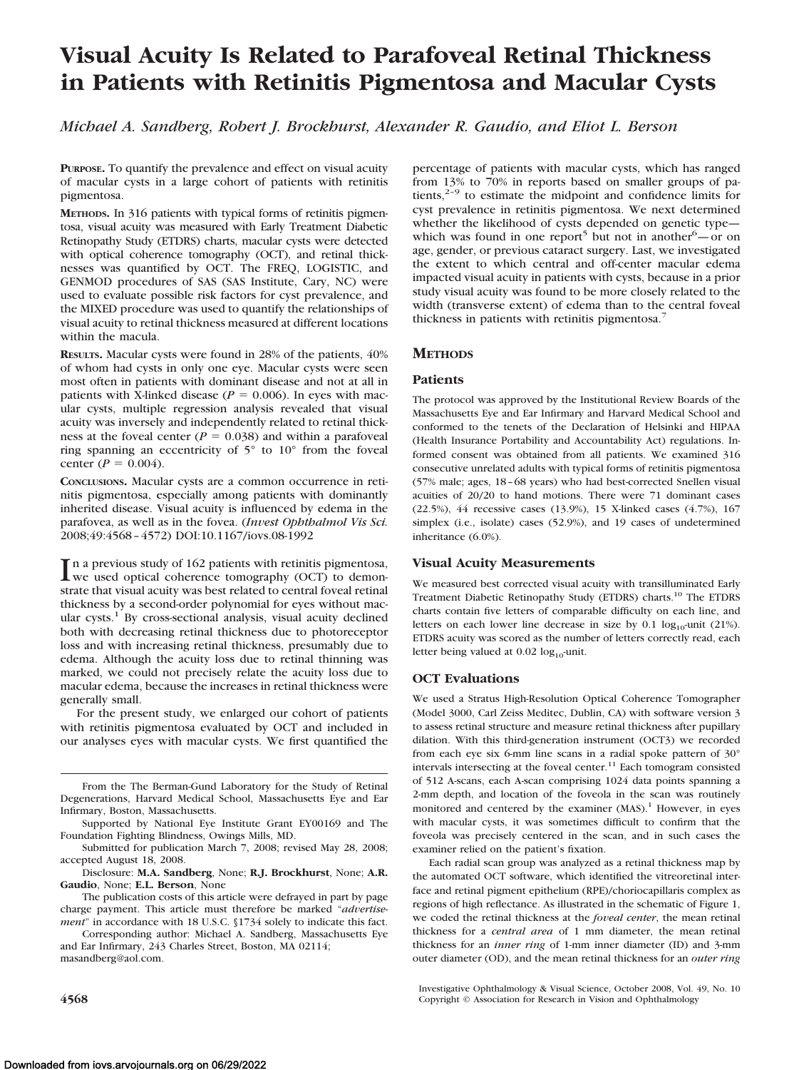# Visual Acuity Is Related to Parafoveal Retinal Thickness in Patients with Retinitis Pigmentosa and Macular Cysts

*Michael A. Sandberg, Robert J. Brockhurst, Alexander R. Gaudio, and Eliot L. Berson*

**PURPOSE.** To quantify the prevalence and effect on visual acuity of macular cysts in a large cohort of patients with retinitis pigmentosa.

**METHODS.** In 316 patients with typical forms of retinitis pigmentosa, visual acuity was measured with Early Treatment Diabetic Retinopathy Study (ETDRS) charts, macular cysts were detected with optical coherence tomography (OCT), and retinal thicknesses was quantified by OCT. The FREQ, LOGISTIC, and GENMOD procedures of SAS (SAS Institute, Cary, NC) were used to evaluate possible risk factors for cyst prevalence, and the MIXED procedure was used to quantify the relationships of visual acuity to retinal thickness measured at different locations within the macula.

**RESULTS.** Macular cysts were found in 28% of the patients, 40% of whom had cysts in only one eye. Macular cysts were seen most often in patients with dominant disease and not at all in patients with X-linked disease ($P = 0.006$). In eyes with macular cysts, multiple regression analysis revealed that visual acuity was inversely and independently related to retinal thickness at the foveal center ($P = 0.038$) and within a parafoveal ring spanning an eccentricity of 5° to 10° from the foveal center ($P = 0.004$).

**CONCLUSIONS.** Macular cysts are a common occurrence in retinitis pigmentosa, especially among patients with dominantly inherited disease. Visual acuity is influenced by edema in the parafovea, as well as in the fovea. (*Invest Ophthalmol Vis Sci.* 2008;49:4568–4572) DOI:10.1167/iovs.08-1992

In a previous study of 162 patients with retinitis pigmentosa, we used optical coherence tomography (OCT) to demonstrate that visual acuity was best related to central foveal retinal thickness by a second-order polynomial for eyes without macular cysts.[1] By cross-sectional analysis, visual acuity declined both with decreasing retinal thickness due to photoreceptor loss and with increasing retinal thickness, presumably due to edema. Although the acuity loss due to retinal thinning was marked, we could not precisely relate the acuity loss due to macular edema, because the increases in retinal thickness were generally small.

For the present study, we enlarged our cohort of patients with retinitis pigmentosa evaluated by OCT and included in our analyses eyes with macular cysts. We first quantified the percentage of patients with macular cysts, which has ranged from 13% to 70% in reports based on smaller groups of patients,[2–9] to estimate the midpoint and confidence limits for cyst prevalence in retinitis pigmentosa. We next determined whether the likelihood of cysts depended on genetic type—which was found in one report[5] but not in another[6]—or on age, gender, or previous cataract surgery. Last, we investigated the extent to which central and off-center macular edema impacted visual acuity in patients with cysts, because in a prior study visual acuity was found to be more closely related to the width (transverse extent) of edema than to the central foveal thickness in patients with retinitis pigmentosa.[7]

## METHODS

### Patients

The protocol was approved by the Institutional Review Boards of the Massachusetts Eye and Ear Infirmary and Harvard Medical School and conformed to the tenets of the Declaration of Helsinki and HIPAA (Health Insurance Portability and Accountability Act) regulations. Informed consent was obtained from all patients. We examined 316 consecutive unrelated adults with typical forms of retinitis pigmentosa (57% male; ages, 18–68 years) who had best-corrected Snellen visual acuities of 20/20 to hand motions. There were 71 dominant cases (22.5%), 44 recessive cases (13.9%), 15 X-linked cases (4.7%), 167 simplex (i.e., isolate) cases (52.9%), and 19 cases of undetermined inheritance (6.0%).

### Visual Acuity Measurements

We measured best corrected visual acuity with transilluminated Early Treatment Diabetic Retinopathy Study (ETDRS) charts.[10] The ETDRS charts contain five letters of comparable difficulty on each line, and letters on each lower line decrease in size by 0.1 $\log_{10}$-unit (21%). ETDRS acuity was scored as the number of letters correctly read, each letter being valued at 0.02 $\log_{10}$-unit.

### OCT Evaluations

We used a Stratus High-Resolution Optical Coherence Tomographer (Model 3000, Carl Zeiss Meditec, Dublin, CA) with software version 3 to assess retinal structure and measure retinal thickness after pupillary dilation. With this third-generation instrument (OCT3) we recorded from each eye six 6-mm line scans in a radial spoke pattern of 30° intervals intersecting at the foveal center.[11] Each tomogram consisted of 512 A-scans, each A-scan comprising 1024 data points spanning a 2-mm depth, and location of the foveola in the scan was routinely monitored and centered by the examiner (MAS).[1] However, in eyes with macular cysts, it was sometimes difficult to confirm that the foveola was precisely centered in the scan, and in such cases the examiner relied on the patient's fixation.

Each radial scan group was analyzed as a retinal thickness map by the automated OCT software, which identified the vitreoretinal interface and retinal pigment epithelium (RPE)/choriocapillaris complex as regions of high reflectance. As illustrated in the schematic of Figure 1, we coded the retinal thickness at the *foveal center*, the mean retinal thickness for a *central area* of 1 mm diameter, the mean retinal thickness for an *inner ring* of 1-mm inner diameter (ID) and 3-mm outer diameter (OD), and the mean retinal thickness for an *outer ring*

From the The Berman-Gund Laboratory for the Study of Retinal Degenerations, Harvard Medical School, Massachusetts Eye and Ear Infirmary, Boston, Massachusetts.

Supported by National Eye Institute Grant EY00169 and The Foundation Fighting Blindness, Owings Mills, MD.

Submitted for publication March 7, 2008; revised May 28, 2008; accepted August 18, 2008.

Disclosure: **M.A. Sandberg**, None; **R.J. Brockhurst**, None; **A.R. Gaudio**, None; **E.L. Berson**, None

The publication costs of this article were defrayed in part by page charge payment. This article must therefore be marked "*advertisement*" in accordance with 18 U.S.C. §1734 solely to indicate this fact.

Corresponding author: Michael A. Sandberg, Massachusetts Eye and Ear Infirmary, 243 Charles Street, Boston, MA 02114; masandberg@aol.com.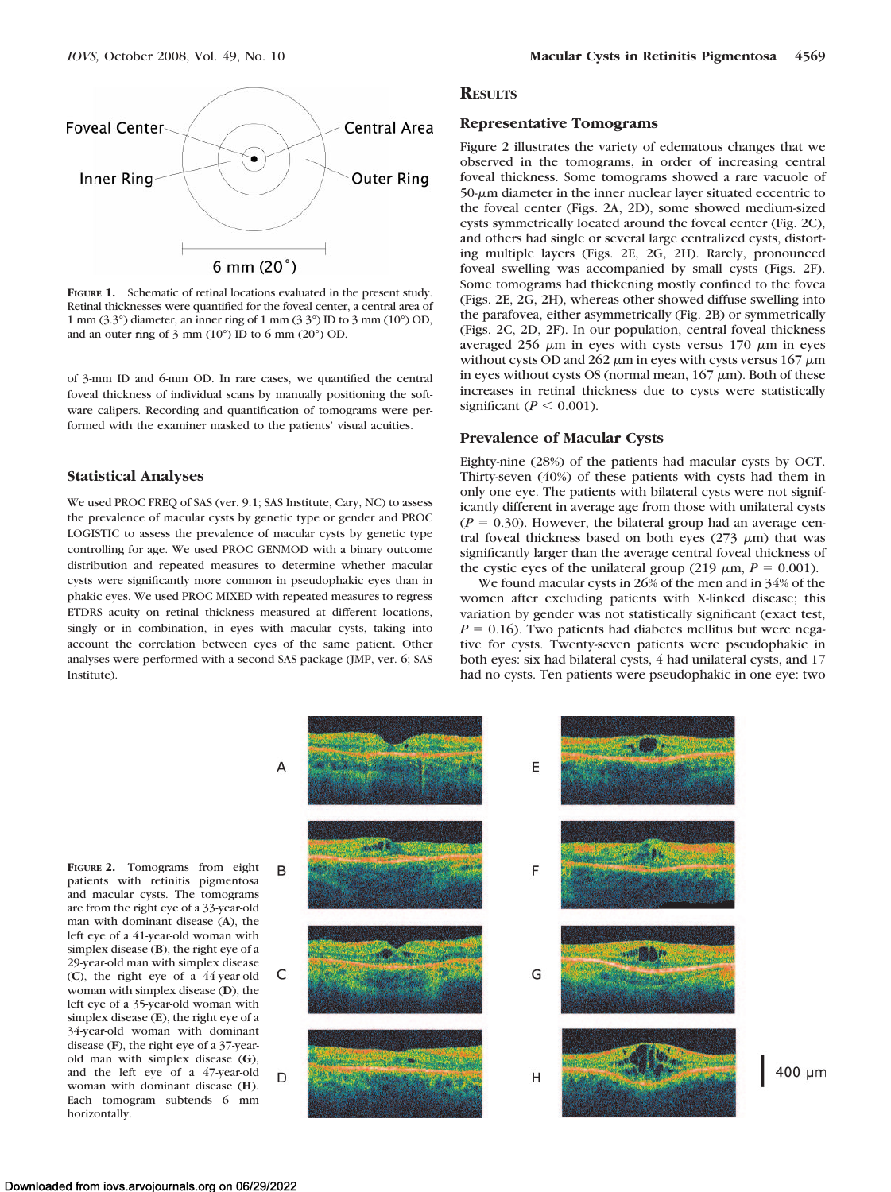FIGURE 1. Schematic of retinal locations evaluated in the present study. Retinal thicknesses were quantified for the foveal center, a central area of 1 mm (3.3°) diameter, an inner ring of 1 mm (3.3°) ID to 3 mm (10°) OD, and an outer ring of 3 mm (10°) ID to 6 mm (20°) OD.

of 3-mm ID and 6-mm OD. In rare cases, we quantified the central foveal thickness of individual scans by manually positioning the software calipers. Recording and quantification of tomograms were performed with the examiner masked to the patients' visual acuities.

### Statistical Analyses

We used PROC FREQ of SAS (ver. 9.1; SAS Institute, Cary, NC) to assess the prevalence of macular cysts by genetic type or gender and PROC LOGISTIC to assess the prevalence of macular cysts by genetic type controlling for age. We used PROC GENMOD with a binary outcome distribution and repeated measures to determine whether macular cysts were significantly more common in pseudophakic eyes than in phakic eyes. We used PROC MIXED with repeated measures to regress ETDRS acuity on retinal thickness measured at different locations, singly or in combination, in eyes with macular cysts, taking into account the correlation between eyes of the same patient. Other analyses were performed with a second SAS package (JMP, ver. 6; SAS Institute).

## RESULTS

### Representative Tomograms

Figure 2 illustrates the variety of edematous changes that we observed in the tomograms, in order of increasing central foveal thickness. Some tomograms showed a rare vacuole of 50-$\mu$m diameter in the inner nuclear layer situated eccentric to the foveal center (Figs. 2A, 2D), some showed medium-sized cysts symmetrically located around the foveal center (Fig. 2C), and others had single or several large centralized cysts, distorting multiple layers (Figs. 2E, 2G, 2H). Rarely, pronounced foveal swelling was accompanied by small cysts (Figs. 2F). Some tomograms had thickening mostly confined to the fovea (Figs. 2E, 2G, 2H), whereas other showed diffuse swelling into the parafovea, either asymmetrically (Fig. 2B) or symmetrically (Figs. 2C, 2D, 2F). In our population, central foveal thickness averaged 256 $\mu$m in eyes with cysts versus 170 $\mu$m in eyes without cysts OD and 262 $\mu$m in eyes with cysts versus 167 $\mu$m in eyes without cysts OS (normal mean, 167 $\mu$m). Both of these increases in retinal thickness due to cysts were statistically significant ($P < 0.001$).

### Prevalence of Macular Cysts

Eighty-nine (28%) of the patients had macular cysts by OCT. Thirty-seven (40%) of these patients with cysts had them in only one eye. The patients with bilateral cysts were not significantly different in average age from those with unilateral cysts ($P = 0.30$). However, the bilateral group had an average central foveal thickness based on both eyes (273 $\mu$m) that was significantly larger than the average central foveal thickness of the cystic eyes of the unilateral group (219 $\mu$m, $P = 0.001$).

We found macular cysts in 26% of the men and in 34% of the women after excluding patients with X-linked disease; this variation by gender was not statistically significant (exact test, $P = 0.16$). Two patients had diabetes mellitus but were negative for cysts. Twenty-seven patients were pseudophakic in both eyes: six had bilateral cysts, 4 had unilateral cysts, and 17 had no cysts. Ten patients were pseudophakic in one eye: two

FIGURE 2. Tomograms from eight patients with retinitis pigmentosa and macular cysts. The tomograms are from the right eye of a 33-year-old man with dominant disease (**A**), the left eye of a 41-year-old woman with simplex disease (**B**), the right eye of a 29-year-old man with simplex disease (**C**), the right eye of a 44-year-old woman with simplex disease (**D**), the left eye of a 35-year-old woman with simplex disease (**E**), the right eye of a 34-year-old woman with dominant disease (**F**), the right eye of a 37-year-old man with simplex disease (**G**), and the left eye of a 47-year-old woman with dominant disease (**H**). Each tomogram subtends 6 mm horizontally.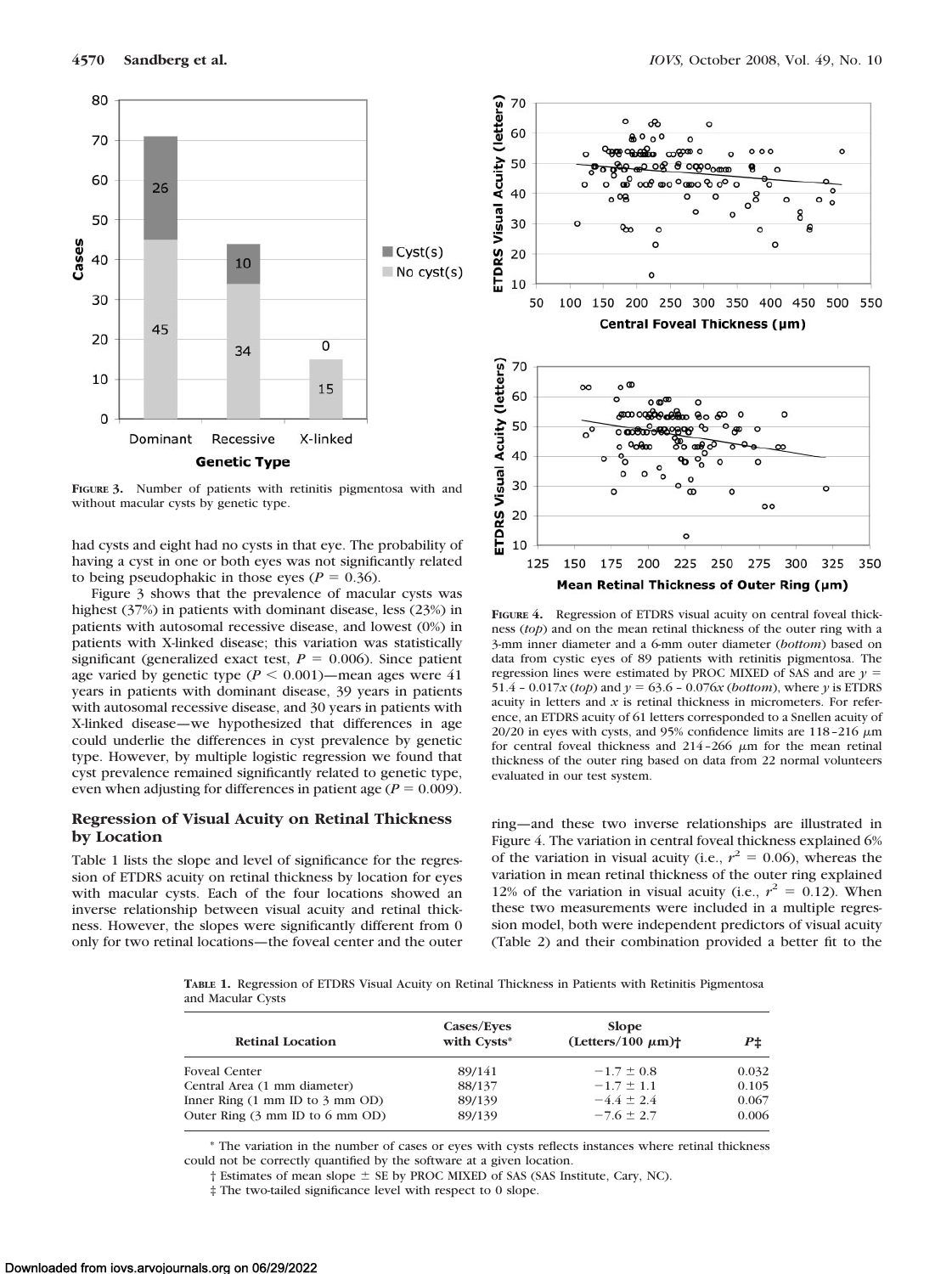**FIGURE 3.** Number of patients with retinitis pigmentosa with and without macular cysts by genetic type.

had cysts and eight had no cysts in that eye. The probability of having a cyst in one or both eyes was not significantly related to being pseudophakic in those eyes ($P = 0.36$).

Figure 3 shows that the prevalence of macular cysts was highest (37%) in patients with dominant disease, less (23%) in patients with autosomal recessive disease, and lowest (0%) in patients with X-linked disease; this variation was statistically significant (generalized exact test, $P = 0.006$). Since patient age varied by genetic type ($P < 0.001$)—mean ages were 41 years in patients with dominant disease, 39 years in patients with autosomal recessive disease, and 30 years in patients with X-linked disease—we hypothesized that differences in age could underlie the differences in cyst prevalence by genetic type. However, by multiple logistic regression we found that cyst prevalence remained significantly related to genetic type, even when adjusting for differences in patient age ($P = 0.009$).

### Regression of Visual Acuity on Retinal Thickness by Location

Table 1 lists the slope and level of significance for the regression of ETDRS acuity on retinal thickness by location for eyes with macular cysts. Each of the four locations showed an inverse relationship between visual acuity and retinal thickness. However, the slopes were significantly different from 0 only for two retinal locations—the foveal center and the outer ring—and these two inverse relationships are illustrated in Figure 4. The variation in central foveal thickness explained 6% of the variation in visual acuity (i.e., $r^2 = 0.06$), whereas the variation in mean retinal thickness of the outer ring explained 12% of the variation in visual acuity (i.e., $r^2 = 0.12$). When these two measurements were included in a multiple regression model, both were independent predictors of visual acuity (Table 2) and their combination provided a better fit to the

**FIGURE 4.** Regression of ETDRS visual acuity on central foveal thickness (*top*) and on the mean retinal thickness of the outer ring with a 3-mm inner diameter and a 6-mm outer diameter (*bottom*) based on data from cystic eyes of 89 patients with retinitis pigmentosa. The regression lines were estimated by PROC MIXED of SAS and are $y = 51.4 - 0.017x$ (*top*) and $y = 63.6 - 0.076x$ (*bottom*), where $y$ is ETDRS acuity in letters and $x$ is retinal thickness in micrometers. For reference, an ETDRS acuity of 61 letters corresponded to a Snellen acuity of 20/20 in eyes with cysts, and 95% confidence limits are 118–216 μm for central foveal thickness and 214–266 μm for the mean retinal thickness of the outer ring based on data from 22 normal volunteers evaluated in our test system.

**TABLE 1.** Regression of ETDRS Visual Acuity on Retinal Thickness in Patients with Retinitis Pigmentosa and Macular Cysts

| Retinal Location | Cases/Eyes with Cysts* | Slope (Letters/100 μm)† | P‡ |
|---|---|---|---|
| Foveal Center | 89/141 | −1.7 ± 0.8 | 0.032 |
| Central Area (1 mm diameter) | 88/137 | −1.7 ± 1.1 | 0.105 |
| Inner Ring (1 mm ID to 3 mm OD) | 89/139 | −4.4 ± 2.4 | 0.067 |
| Outer Ring (3 mm ID to 6 mm OD) | 89/139 | −7.6 ± 2.7 | 0.006 |

\* The variation in the number of cases or eyes with cysts reflects instances where retinal thickness could not be correctly quantified by the software at a given location.

† Estimates of mean slope ± SE by PROC MIXED of SAS (SAS Institute, Cary, NC).

‡ The two-tailed significance level with respect to 0 slope.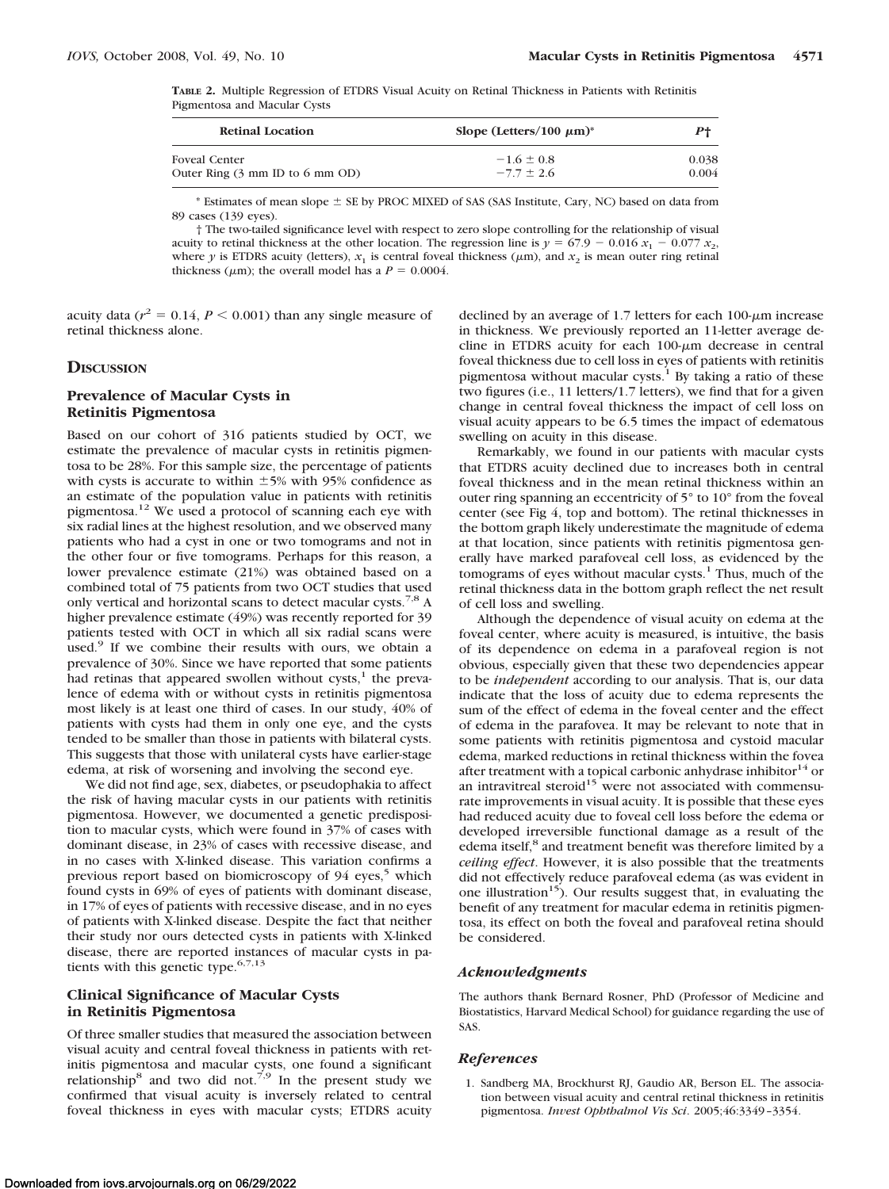**TABLE 2.** Multiple Regression of ETDRS Visual Acuity on Retinal Thickness in Patients with Retinitis Pigmentosa and Macular Cysts

| Retinal Location | Slope (Letters/100 μm)* | P† |
|---|---|---|
| Foveal Center | $-1.6 \pm 0.8$ | 0.038 |
| Outer Ring (3 mm ID to 6 mm OD) | $-7.7 \pm 2.6$ | 0.004 |

\* Estimates of mean slope ± SE by PROC MIXED of SAS (SAS Institute, Cary, NC) based on data from 89 cases (139 eyes).

† The two-tailed significance level with respect to zero slope controlling for the relationship of visual acuity to retinal thickness at the other location. The regression line is $y = 67.9 - 0.016\,x_1 - 0.077\,x_2$, where $y$ is ETDRS acuity (letters), $x_1$ is central foveal thickness (μm), and $x_2$ is mean outer ring retinal thickness (μm); the overall model has a $P = 0.0004$.

acuity data ($r^2 = 0.14$, $P < 0.001$) than any single measure of retinal thickness alone.

## Discussion

### Prevalence of Macular Cysts in Retinitis Pigmentosa

Based on our cohort of 316 patients studied by OCT, we estimate the prevalence of macular cysts in retinitis pigmentosa to be 28%. For this sample size, the percentage of patients with cysts is accurate to within ±5% with 95% confidence as an estimate of the population value in patients with retinitis pigmentosa.[12] We used a protocol of scanning each eye with six radial lines at the highest resolution, and we observed many patients who had a cyst in one or two tomograms and not in the other four or five tomograms. Perhaps for this reason, a lower prevalence estimate (21%) was obtained based on a combined total of 75 patients from two OCT studies that used only vertical and horizontal scans to detect macular cysts.[7,8] A higher prevalence estimate (49%) was recently reported for 39 patients tested with OCT in which all six radial scans were used.[9] If we combine their results with ours, we obtain a prevalence of 30%. Since we have reported that some patients had retinas that appeared swollen without cysts,[1] the prevalence of edema with or without cysts in retinitis pigmentosa most likely is at least one third of cases. In our study, 40% of patients with cysts had them in only one eye, and the cysts tended to be smaller than those in patients with bilateral cysts. This suggests that those with unilateral cysts have earlier-stage edema, at risk of worsening and involving the second eye.

We did not find age, sex, diabetes, or pseudophakia to affect the risk of having macular cysts in our patients with retinitis pigmentosa. However, we documented a genetic predisposition to macular cysts, which were found in 37% of cases with dominant disease, in 23% of cases with recessive disease, and in no cases with X-linked disease. This variation confirms a previous report based on biomicroscopy of 94 eyes,[5] which found cysts in 69% of eyes of patients with dominant disease, in 17% of eyes of patients with recessive disease, and in no eyes of patients with X-linked disease. Despite the fact that neither their study nor ours detected cysts in patients with X-linked disease, there are reported instances of macular cysts in patients with this genetic type.[6,7,13]

### Clinical Significance of Macular Cysts in Retinitis Pigmentosa

Of three smaller studies that measured the association between visual acuity and central foveal thickness in patients with retinitis pigmentosa and macular cysts, one found a significant relationship[8] and two did not.[7,9] In the present study we confirmed that visual acuity is inversely related to central foveal thickness in eyes with macular cysts; ETDRS acuity declined by an average of 1.7 letters for each 100-μm increase in thickness. We previously reported an 11-letter average decline in ETDRS acuity for each 100-μm decrease in central foveal thickness due to cell loss in eyes of patients with retinitis pigmentosa without macular cysts.[1] By taking a ratio of these two figures (i.e., 11 letters/1.7 letters), we find that for a given change in central foveal thickness the impact of cell loss on visual acuity appears to be 6.5 times the impact of edematous swelling on acuity in this disease.

Remarkably, we found in our patients with macular cysts that ETDRS acuity declined due to increases both in central foveal thickness and in the mean retinal thickness within an outer ring spanning an eccentricity of 5° to 10° from the foveal center (see Fig 4, top and bottom). The retinal thicknesses in the bottom graph likely underestimate the magnitude of edema at that location, since patients with retinitis pigmentosa generally have marked parafoveal cell loss, as evidenced by the tomograms of eyes without macular cysts.[1] Thus, much of the retinal thickness data in the bottom graph reflect the net result of cell loss and swelling.

Although the dependence of visual acuity on edema at the foveal center, where acuity is measured, is intuitive, the basis of its dependence on edema in a parafoveal region is not obvious, especially given that these two dependencies appear to be *independent* according to our analysis. That is, our data indicate that the loss of acuity due to edema represents the sum of the effect of edema in the foveal center and the effect of edema in the parafovea. It may be relevant to note that in some patients with retinitis pigmentosa and cystoid macular edema, marked reductions in retinal thickness within the fovea after treatment with a topical carbonic anhydrase inhibitor[14] or an intravitreal steroid[15] were not associated with commensurate improvements in visual acuity. It is possible that these eyes had reduced acuity due to foveal cell loss before the edema or developed irreversible functional damage as a result of the edema itself,[8] and treatment benefit was therefore limited by a *ceiling effect*. However, it is also possible that the treatments did not effectively reduce parafoveal edema (as was evident in one illustration[15]). Our results suggest that, in evaluating the benefit of any treatment for macular edema in retinitis pigmentosa, its effect on both the foveal and parafoveal retina should be considered.

### Acknowledgments

The authors thank Bernard Rosner, PhD (Professor of Medicine and Biostatistics, Harvard Medical School) for guidance regarding the use of SAS.

### References

1. Sandberg MA, Brockhurst RJ, Gaudio AR, Berson EL. The association between visual acuity and central retinal thickness in retinitis pigmentosa. *Invest Ophthalmol Vis Sci*. 2005;46:3349–3354.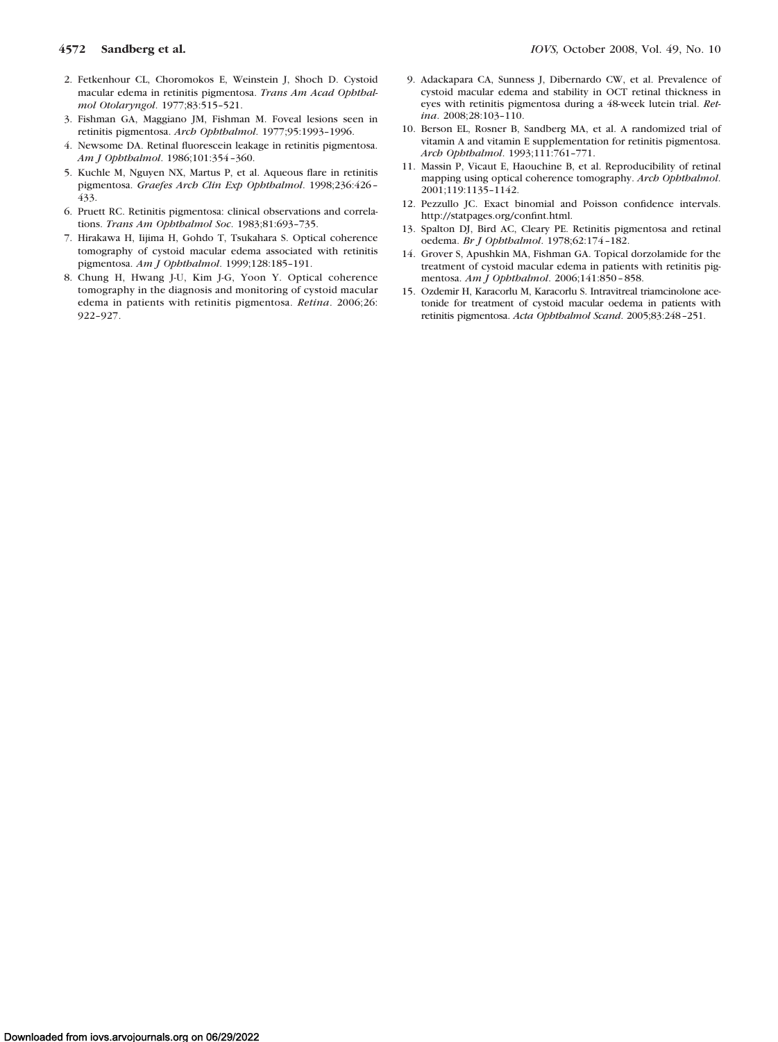2. Fetkenhour CL, Choromokos E, Weinstein J, Shoch D. Cystoid macular edema in retinitis pigmentosa. *Trans Am Acad Ophthalmol Otolaryngol*. 1977;83:515–521.
3. Fishman GA, Maggiano JM, Fishman M. Foveal lesions seen in retinitis pigmentosa. *Arch Ophthalmol*. 1977;95:1993–1996.
4. Newsome DA. Retinal fluorescein leakage in retinitis pigmentosa. *Am J Ophthalmol*. 1986;101:354–360.
5. Kuchle M, Nguyen NX, Martus P, et al. Aqueous flare in retinitis pigmentosa. *Graefes Arch Clin Exp Ophthalmol*. 1998;236:426–433.
6. Pruett RC. Retinitis pigmentosa: clinical observations and correlations. *Trans Am Ophthalmol Soc*. 1983;81:693–735.
7. Hirakawa H, Iijima H, Gohdo T, Tsukahara S. Optical coherence tomography of cystoid macular edema associated with retinitis pigmentosa. *Am J Ophthalmol*. 1999;128:185–191.
8. Chung H, Hwang J-U, Kim J-G, Yoon Y. Optical coherence tomography in the diagnosis and monitoring of cystoid macular edema in patients with retinitis pigmentosa. *Retina*. 2006;26:922–927.
9. Adackapara CA, Sunness J, Dibernardo CW, et al. Prevalence of cystoid macular edema and stability in OCT retinal thickness in eyes with retinitis pigmentosa during a 48-week lutein trial. *Retina*. 2008;28:103–110.
10. Berson EL, Rosner B, Sandberg MA, et al. A randomized trial of vitamin A and vitamin E supplementation for retinitis pigmentosa. *Arch Ophthalmol*. 1993;111:761–771.
11. Massin P, Vicaut E, Haouchine B, et al. Reproducibility of retinal mapping using optical coherence tomography. *Arch Ophthalmol*. 2001;119:1135–1142.
12. Pezzullo JC. Exact binomial and Poisson confidence intervals. http://statpages.org/confint.html.
13. Spalton DJ, Bird AC, Cleary PE. Retinitis pigmentosa and retinal oedema. *Br J Ophthalmol*. 1978;62:174–182.
14. Grover S, Apushkin MA, Fishman GA. Topical dorzolamide for the treatment of cystoid macular edema in patients with retinitis pigmentosa. *Am J Ophthalmol*. 2006;141:850–858.
15. Ozdemir H, Karacorlu M, Karacorlu S. Intravitreal triamcinolone acetonide for treatment of cystoid macular oedema in patients with retinitis pigmentosa. *Acta Ophthalmol Scand*. 2005;83:248–251.